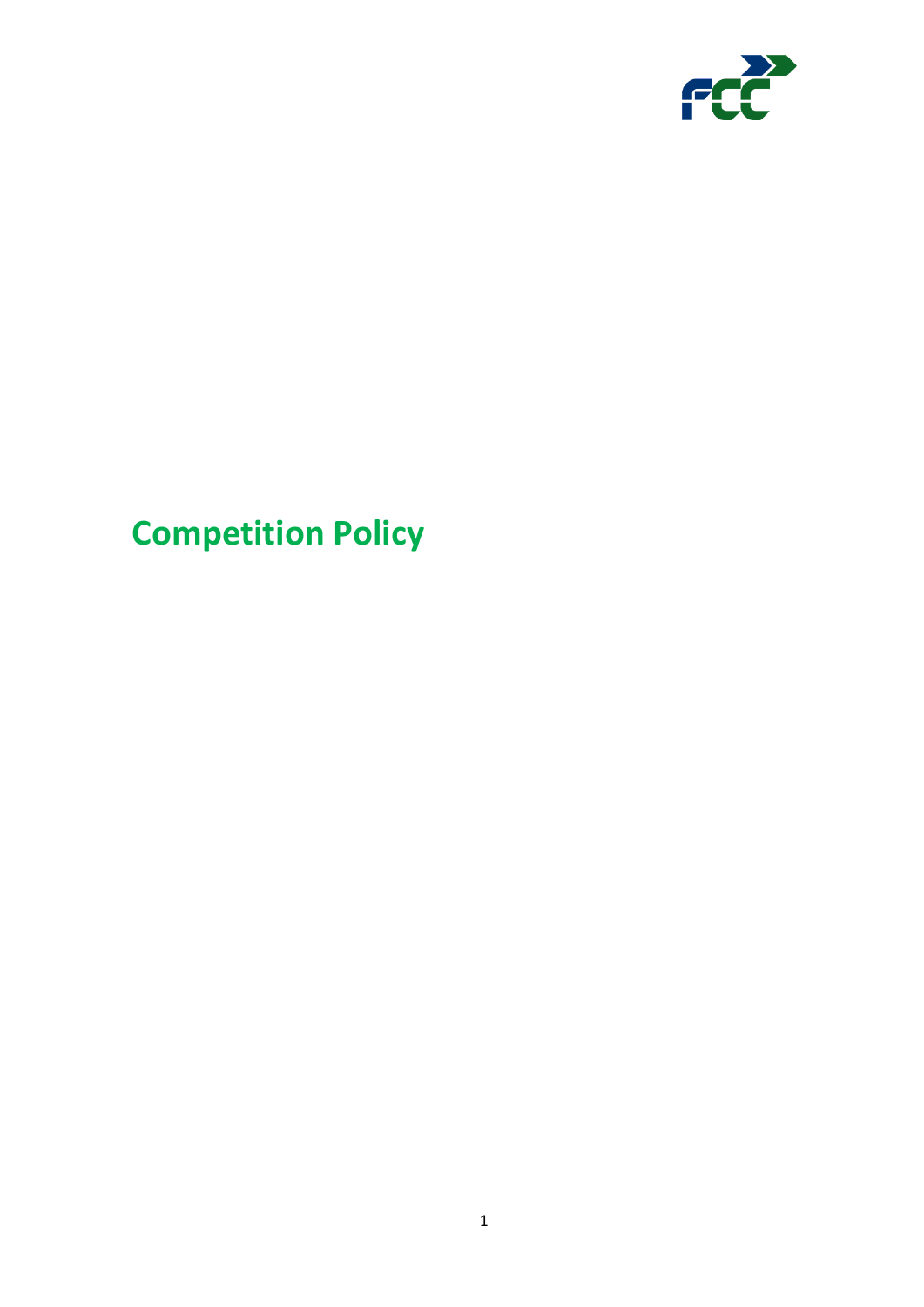# Competition Policy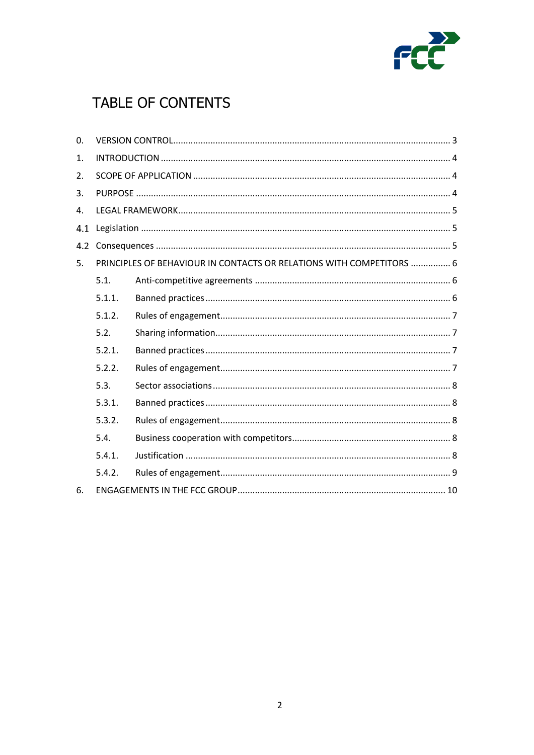# TABLE OF CONTENTS

0. VERSION CONTROL ........ 3
1. INTRODUCTION ........ 4
2. SCOPE OF APPLICATION ........ 4
3. PURPOSE ........ 4
4. LEGAL FRAMEWORK ........ 5

4.1 Legislation ........ 5

4.2 Consequences ........ 5

5. PRINCIPLES OF BEHAVIOUR IN CONTACTS OR RELATIONS WITH COMPETITORS ........ 6
   - 5.1. Anti-competitive agreements ........ 6
   - 5.1.1. Banned practices ........ 6
   - 5.1.2. Rules of engagement ........ 7
   - 5.2. Sharing information ........ 7
   - 5.2.1. Banned practices ........ 7
   - 5.2.2. Rules of engagement ........ 7
   - 5.3. Sector associations ........ 8
   - 5.3.1. Banned practices ........ 8
   - 5.3.2. Rules of engagement ........ 8
   - 5.4. Business cooperation with competitors ........ 8
   - 5.4.1. Justification ........ 8
   - 5.4.2. Rules of engagement ........ 9
6. ENGAGEMENTS IN THE FCC GROUP ........ 10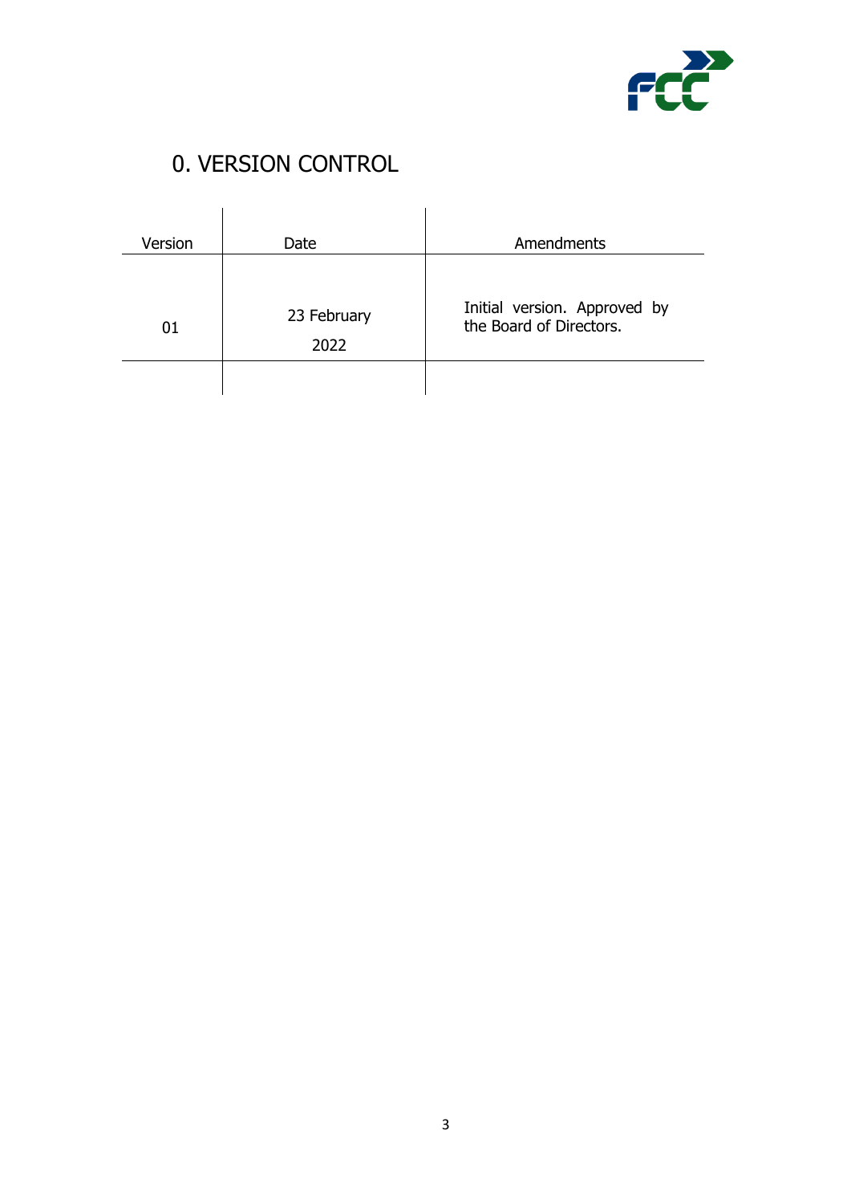# 0. VERSION CONTROL

| Version | Date | Amendments |
|---|---|---|
| 01 | 23 February 2022 | Initial version. Approved by the Board of Directors. |
| | | |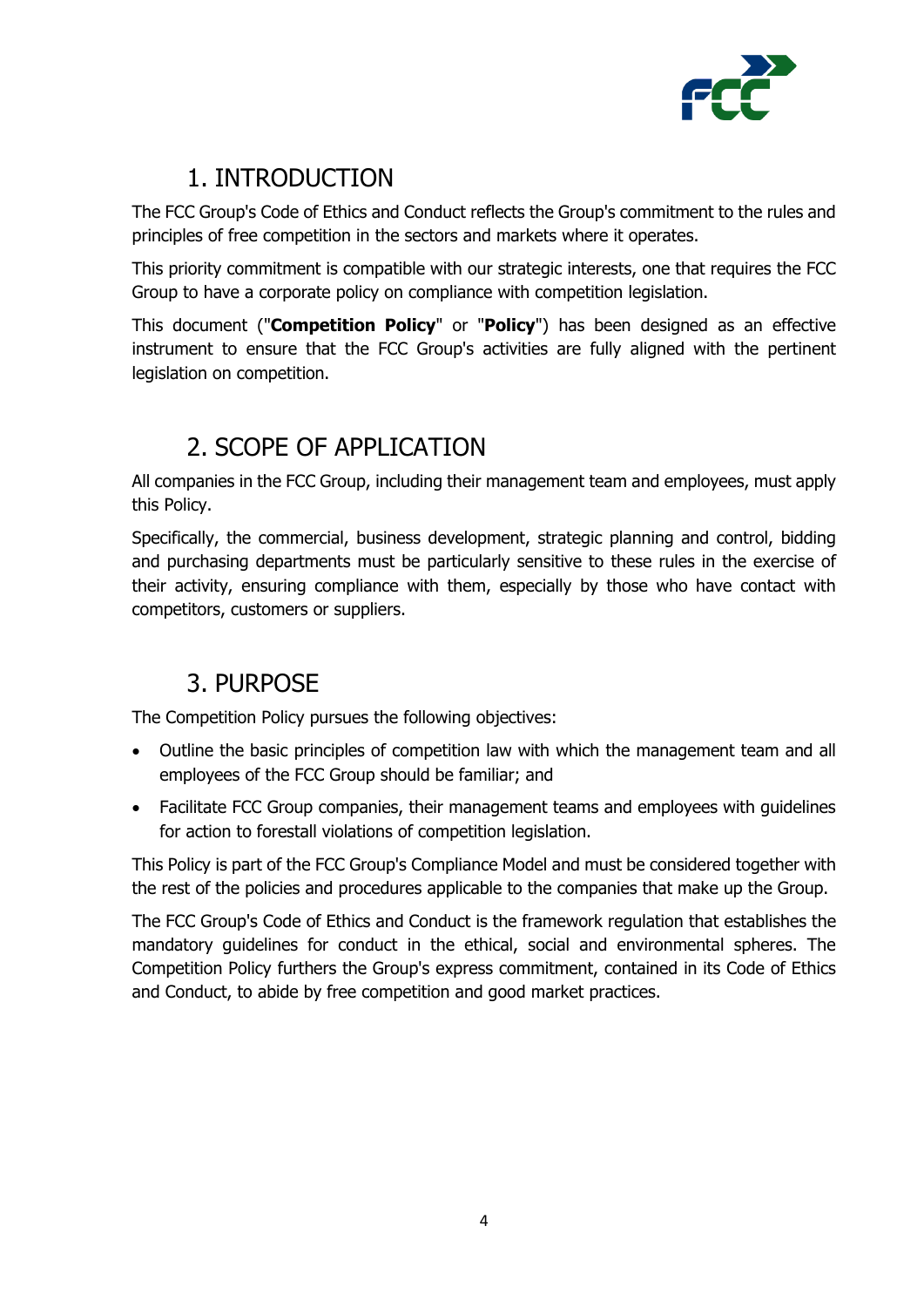# 1. INTRODUCTION

The FCC Group's Code of Ethics and Conduct reflects the Group's commitment to the rules and principles of free competition in the sectors and markets where it operates.

This priority commitment is compatible with our strategic interests, one that requires the FCC Group to have a corporate policy on compliance with competition legislation.

This document ("**Competition Policy**" or "**Policy**") has been designed as an effective instrument to ensure that the FCC Group's activities are fully aligned with the pertinent legislation on competition.

# 2. SCOPE OF APPLICATION

All companies in the FCC Group, including their management team and employees, must apply this Policy.

Specifically, the commercial, business development, strategic planning and control, bidding and purchasing departments must be particularly sensitive to these rules in the exercise of their activity, ensuring compliance with them, especially by those who have contact with competitors, customers or suppliers.

# 3. PURPOSE

The Competition Policy pursues the following objectives:

- Outline the basic principles of competition law with which the management team and all employees of the FCC Group should be familiar; and
- Facilitate FCC Group companies, their management teams and employees with guidelines for action to forestall violations of competition legislation.

This Policy is part of the FCC Group's Compliance Model and must be considered together with the rest of the policies and procedures applicable to the companies that make up the Group.

The FCC Group's Code of Ethics and Conduct is the framework regulation that establishes the mandatory guidelines for conduct in the ethical, social and environmental spheres. The Competition Policy furthers the Group's express commitment, contained in its Code of Ethics and Conduct, to abide by free competition and good market practices.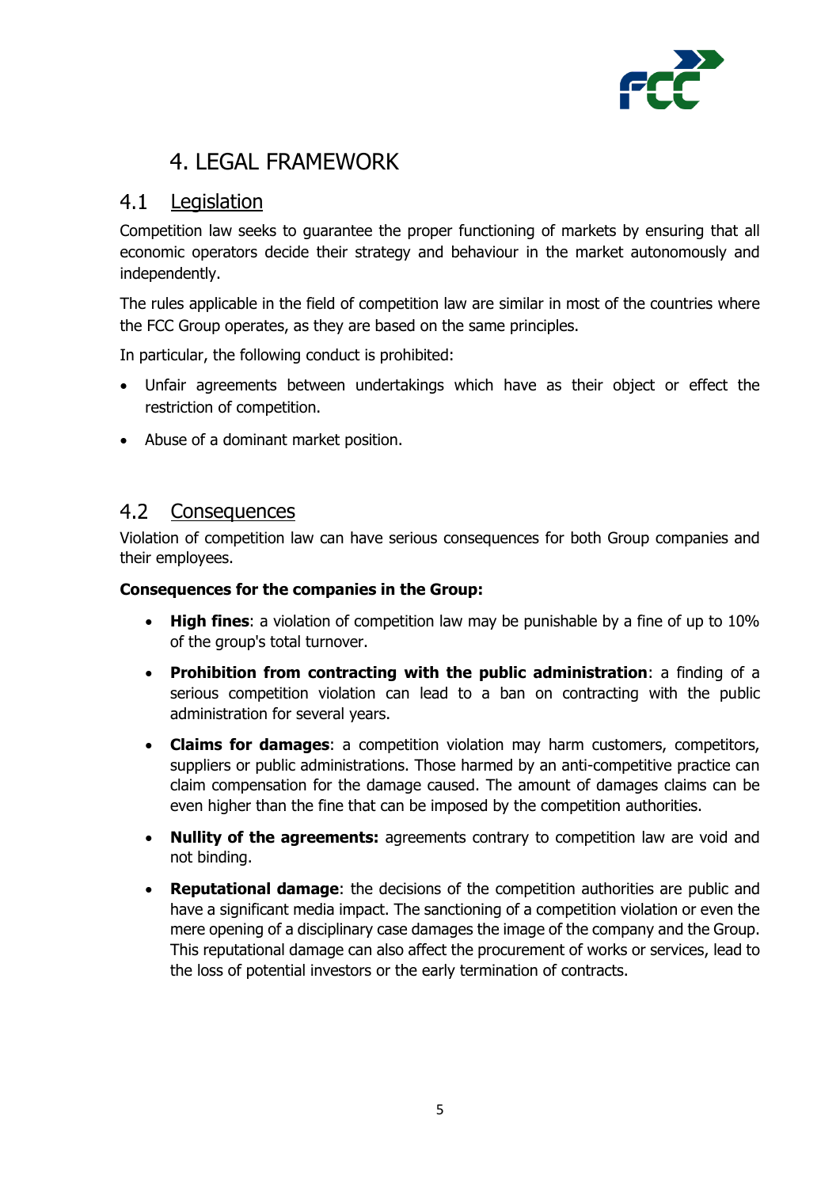# 4. LEGAL FRAMEWORK

## 4.1 Legislation

Competition law seeks to guarantee the proper functioning of markets by ensuring that all economic operators decide their strategy and behaviour in the market autonomously and independently.

The rules applicable in the field of competition law are similar in most of the countries where the FCC Group operates, as they are based on the same principles.

In particular, the following conduct is prohibited:

- Unfair agreements between undertakings which have as their object or effect the restriction of competition.
- Abuse of a dominant market position.

## 4.2 Consequences

Violation of competition law can have serious consequences for both Group companies and their employees.

**Consequences for the companies in the Group:**

- **High fines**: a violation of competition law may be punishable by a fine of up to 10% of the group's total turnover.
- **Prohibition from contracting with the public administration**: a finding of a serious competition violation can lead to a ban on contracting with the public administration for several years.
- **Claims for damages**: a competition violation may harm customers, competitors, suppliers or public administrations. Those harmed by an anti-competitive practice can claim compensation for the damage caused. The amount of damages claims can be even higher than the fine that can be imposed by the competition authorities.
- **Nullity of the agreements:** agreements contrary to competition law are void and not binding.
- **Reputational damage**: the decisions of the competition authorities are public and have a significant media impact. The sanctioning of a competition violation or even the mere opening of a disciplinary case damages the image of the company and the Group. This reputational damage can also affect the procurement of works or services, lead to the loss of potential investors or the early termination of contracts.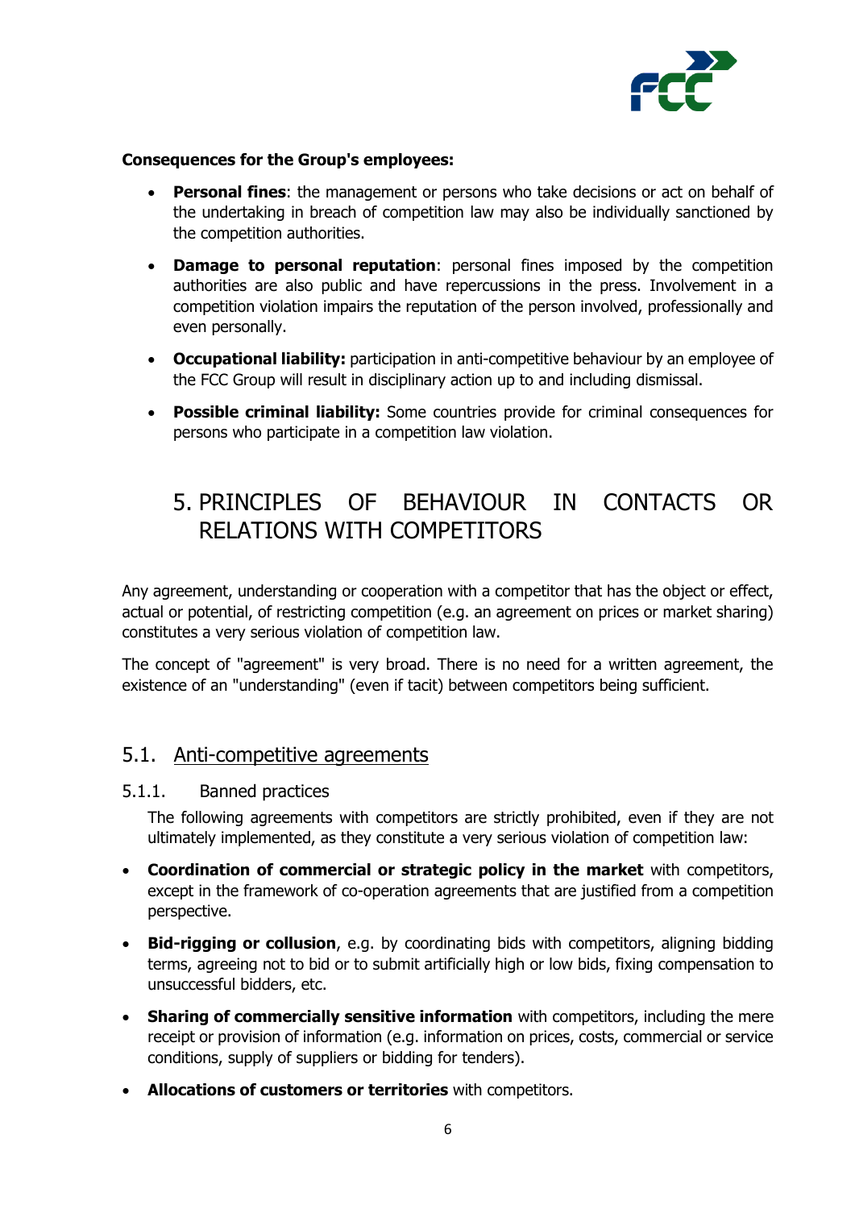**Consequences for the Group's employees:**

- **Personal fines**: the management or persons who take decisions or act on behalf of the undertaking in breach of competition law may also be individually sanctioned by the competition authorities.
- **Damage to personal reputation**: personal fines imposed by the competition authorities are also public and have repercussions in the press. Involvement in a competition violation impairs the reputation of the person involved, professionally and even personally.
- **Occupational liability:** participation in anti-competitive behaviour by an employee of the FCC Group will result in disciplinary action up to and including dismissal.
- **Possible criminal liability:** Some countries provide for criminal consequences for persons who participate in a competition law violation.

# 5. PRINCIPLES OF BEHAVIOUR IN CONTACTS OR RELATIONS WITH COMPETITORS

Any agreement, understanding or cooperation with a competitor that has the object or effect, actual or potential, of restricting competition (e.g. an agreement on prices or market sharing) constitutes a very serious violation of competition law.

The concept of "agreement" is very broad. There is no need for a written agreement, the existence of an "understanding" (even if tacit) between competitors being sufficient.

## 5.1. Anti-competitive agreements

### 5.1.1. Banned practices

The following agreements with competitors are strictly prohibited, even if they are not ultimately implemented, as they constitute a very serious violation of competition law:

- **Coordination of commercial or strategic policy in the market** with competitors, except in the framework of co-operation agreements that are justified from a competition perspective.
- **Bid-rigging or collusion**, e.g. by coordinating bids with competitors, aligning bidding terms, agreeing not to bid or to submit artificially high or low bids, fixing compensation to unsuccessful bidders, etc.
- **Sharing of commercially sensitive information** with competitors, including the mere receipt or provision of information (e.g. information on prices, costs, commercial or service conditions, supply of suppliers or bidding for tenders).
- **Allocations of customers or territories** with competitors.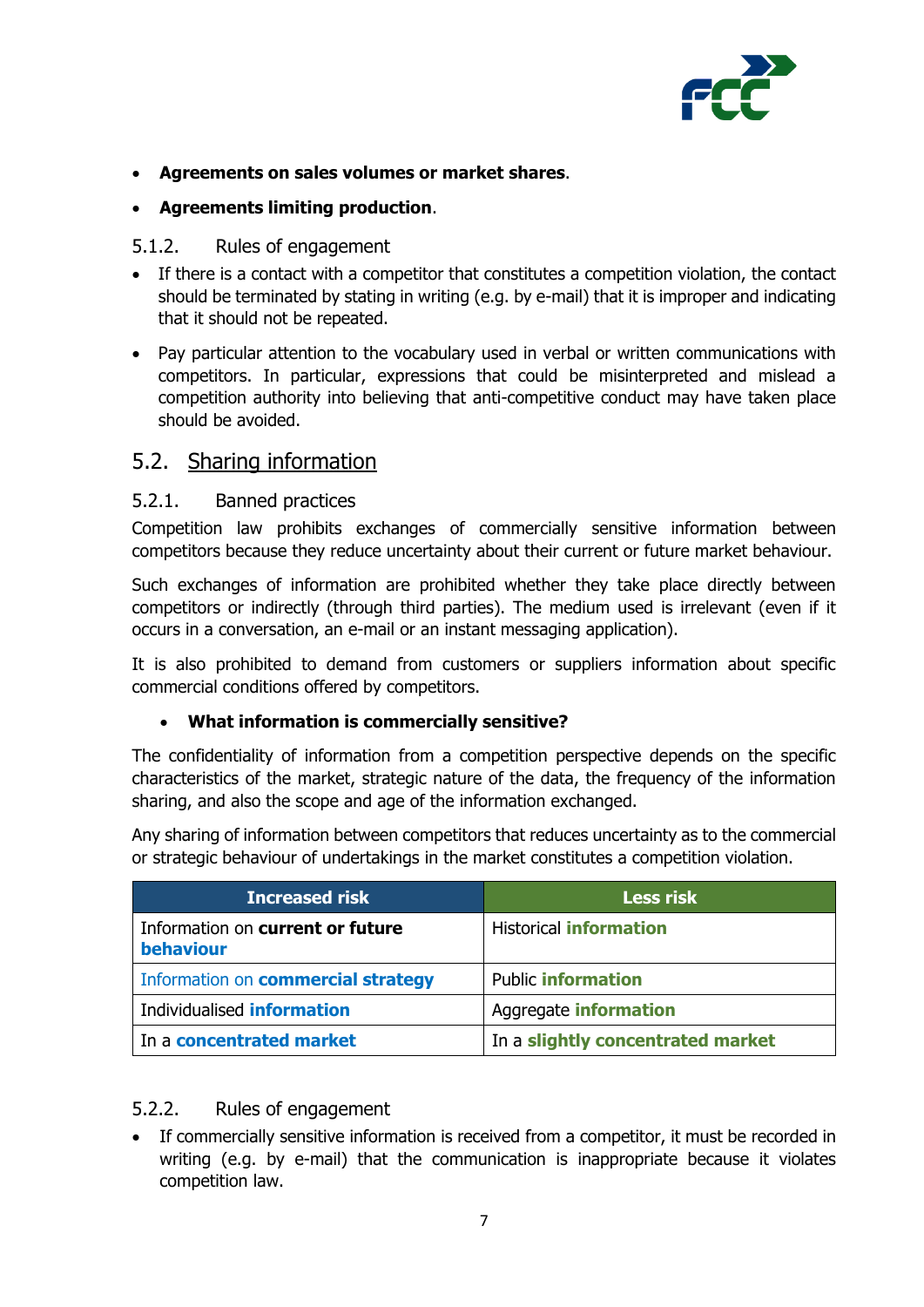- **Agreements on sales volumes or market shares**.
- **Agreements limiting production**.

#### 5.1.2. Rules of engagement

- If there is a contact with a competitor that constitutes a competition violation, the contact should be terminated by stating in writing (e.g. by e-mail) that it is improper and indicating that it should not be repeated.
- Pay particular attention to the vocabulary used in verbal or written communications with competitors. In particular, expressions that could be misinterpreted and mislead a competition authority into believing that anti-competitive conduct may have taken place should be avoided.

### 5.2. Sharing information

#### 5.2.1. Banned practices

Competition law prohibits exchanges of commercially sensitive information between competitors because they reduce uncertainty about their current or future market behaviour.

Such exchanges of information are prohibited whether they take place directly between competitors or indirectly (through third parties). The medium used is irrelevant (even if it occurs in a conversation, an e-mail or an instant messaging application).

It is also prohibited to demand from customers or suppliers information about specific commercial conditions offered by competitors.

- **What information is commercially sensitive?**

The confidentiality of information from a competition perspective depends on the specific characteristics of the market, strategic nature of the data, the frequency of the information sharing, and also the scope and age of the information exchanged.

Any sharing of information between competitors that reduces uncertainty as to the commercial or strategic behaviour of undertakings in the market constitutes a competition violation.

| Increased risk | Less risk |
|---|---|
| Information on **current or future behaviour** | Historical **information** |
| Information on **commercial strategy** | Public **information** |
| Individualised **information** | Aggregate **information** |
| In a **concentrated market** | In a **slightly concentrated market** |

#### 5.2.2. Rules of engagement

- If commercially sensitive information is received from a competitor, it must be recorded in writing (e.g. by e-mail) that the communication is inappropriate because it violates competition law.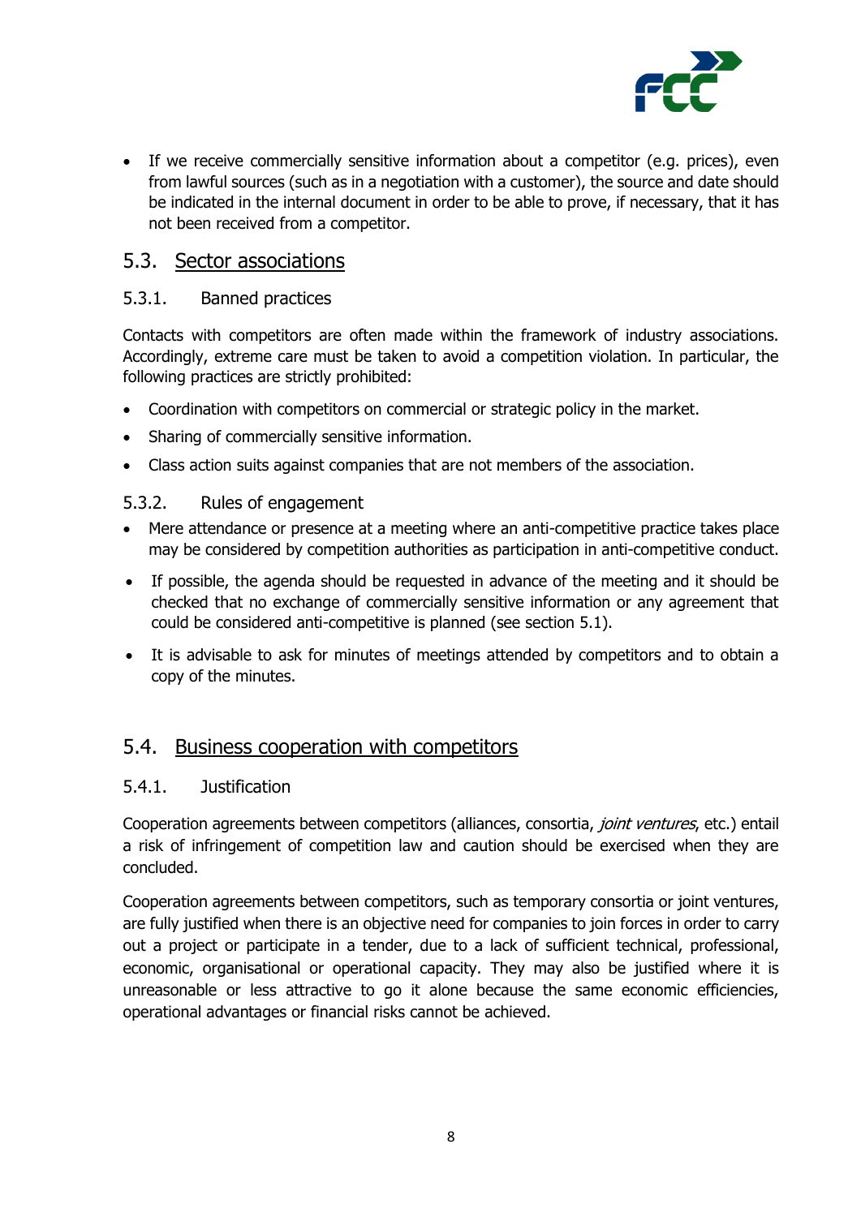- If we receive commercially sensitive information about a competitor (e.g. prices), even from lawful sources (such as in a negotiation with a customer), the source and date should be indicated in the internal document in order to be able to prove, if necessary, that it has not been received from a competitor.

## 5.3. Sector associations

### 5.3.1. Banned practices

Contacts with competitors are often made within the framework of industry associations. Accordingly, extreme care must be taken to avoid a competition violation. In particular, the following practices are strictly prohibited:

- Coordination with competitors on commercial or strategic policy in the market.
- Sharing of commercially sensitive information.
- Class action suits against companies that are not members of the association.

### 5.3.2. Rules of engagement

- Mere attendance or presence at a meeting where an anti-competitive practice takes place may be considered by competition authorities as participation in anti-competitive conduct.
- If possible, the agenda should be requested in advance of the meeting and it should be checked that no exchange of commercially sensitive information or any agreement that could be considered anti-competitive is planned (see section 5.1).
- It is advisable to ask for minutes of meetings attended by competitors and to obtain a copy of the minutes.

## 5.4. Business cooperation with competitors

### 5.4.1. Justification

Cooperation agreements between competitors (alliances, consortia, *joint ventures*, etc.) entail a risk of infringement of competition law and caution should be exercised when they are concluded.

Cooperation agreements between competitors, such as temporary consortia or joint ventures, are fully justified when there is an objective need for companies to join forces in order to carry out a project or participate in a tender, due to a lack of sufficient technical, professional, economic, organisational or operational capacity. They may also be justified where it is unreasonable or less attractive to go it alone because the same economic efficiencies, operational advantages or financial risks cannot be achieved.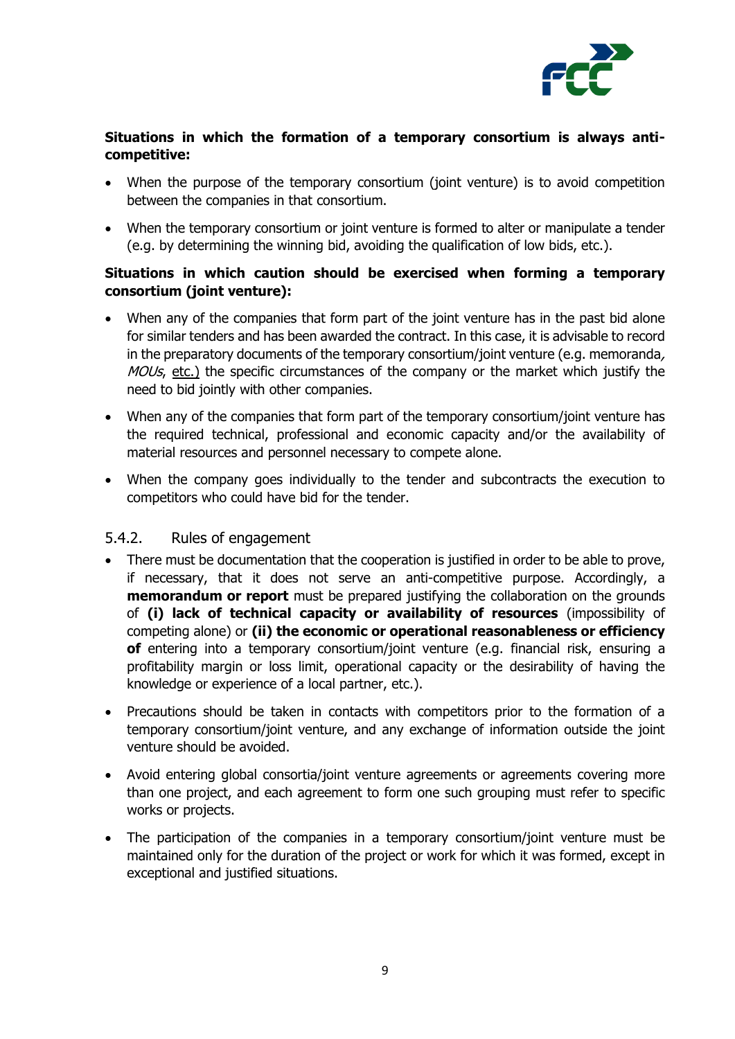**Situations in which the formation of a temporary consortium is always anti-competitive:**

- When the purpose of the temporary consortium (joint venture) is to avoid competition between the companies in that consortium.
- When the temporary consortium or joint venture is formed to alter or manipulate a tender (e.g. by determining the winning bid, avoiding the qualification of low bids, etc.).

**Situations in which caution should be exercised when forming a temporary consortium (joint venture):**

- When any of the companies that form part of the joint venture has in the past bid alone for similar tenders and has been awarded the contract. In this case, it is advisable to record in the preparatory documents of the temporary consortium/joint venture (e.g. memoranda*, MOUs*, etc.) the specific circumstances of the company or the market which justify the need to bid jointly with other companies.
- When any of the companies that form part of the temporary consortium/joint venture has the required technical, professional and economic capacity and/or the availability of material resources and personnel necessary to compete alone.
- When the company goes individually to the tender and subcontracts the execution to competitors who could have bid for the tender.

### 5.4.2. Rules of engagement

- There must be documentation that the cooperation is justified in order to be able to prove, if necessary, that it does not serve an anti-competitive purpose. Accordingly, a **memorandum or report** must be prepared justifying the collaboration on the grounds of **(i) lack of technical capacity or availability of resources** (impossibility of competing alone) or **(ii) the economic or operational reasonableness or efficiency of** entering into a temporary consortium/joint venture (e.g. financial risk, ensuring a profitability margin or loss limit, operational capacity or the desirability of having the knowledge or experience of a local partner, etc.).
- Precautions should be taken in contacts with competitors prior to the formation of a temporary consortium/joint venture, and any exchange of information outside the joint venture should be avoided.
- Avoid entering global consortia/joint venture agreements or agreements covering more than one project, and each agreement to form one such grouping must refer to specific works or projects.
- The participation of the companies in a temporary consortium/joint venture must be maintained only for the duration of the project or work for which it was formed, except in exceptional and justified situations.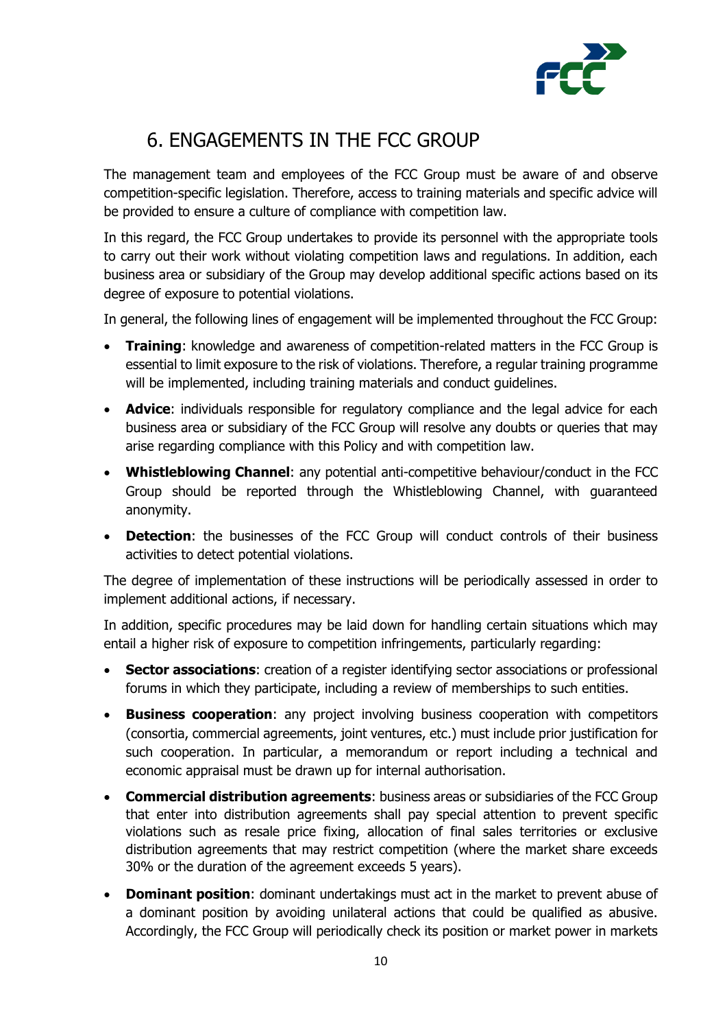# 6. ENGAGEMENTS IN THE FCC GROUP

The management team and employees of the FCC Group must be aware of and observe competition-specific legislation. Therefore, access to training materials and specific advice will be provided to ensure a culture of compliance with competition law.

In this regard, the FCC Group undertakes to provide its personnel with the appropriate tools to carry out their work without violating competition laws and regulations. In addition, each business area or subsidiary of the Group may develop additional specific actions based on its degree of exposure to potential violations.

In general, the following lines of engagement will be implemented throughout the FCC Group:

- **Training**: knowledge and awareness of competition-related matters in the FCC Group is essential to limit exposure to the risk of violations. Therefore, a regular training programme will be implemented, including training materials and conduct guidelines.
- **Advice**: individuals responsible for regulatory compliance and the legal advice for each business area or subsidiary of the FCC Group will resolve any doubts or queries that may arise regarding compliance with this Policy and with competition law.
- **Whistleblowing Channel**: any potential anti-competitive behaviour/conduct in the FCC Group should be reported through the Whistleblowing Channel, with guaranteed anonymity.
- **Detection**: the businesses of the FCC Group will conduct controls of their business activities to detect potential violations.

The degree of implementation of these instructions will be periodically assessed in order to implement additional actions, if necessary.

In addition, specific procedures may be laid down for handling certain situations which may entail a higher risk of exposure to competition infringements, particularly regarding:

- **Sector associations**: creation of a register identifying sector associations or professional forums in which they participate, including a review of memberships to such entities.
- **Business cooperation**: any project involving business cooperation with competitors (consortia, commercial agreements, joint ventures, etc.) must include prior justification for such cooperation. In particular, a memorandum or report including a technical and economic appraisal must be drawn up for internal authorisation.
- **Commercial distribution agreements**: business areas or subsidiaries of the FCC Group that enter into distribution agreements shall pay special attention to prevent specific violations such as resale price fixing, allocation of final sales territories or exclusive distribution agreements that may restrict competition (where the market share exceeds 30% or the duration of the agreement exceeds 5 years).
- **Dominant position**: dominant undertakings must act in the market to prevent abuse of a dominant position by avoiding unilateral actions that could be qualified as abusive. Accordingly, the FCC Group will periodically check its position or market power in markets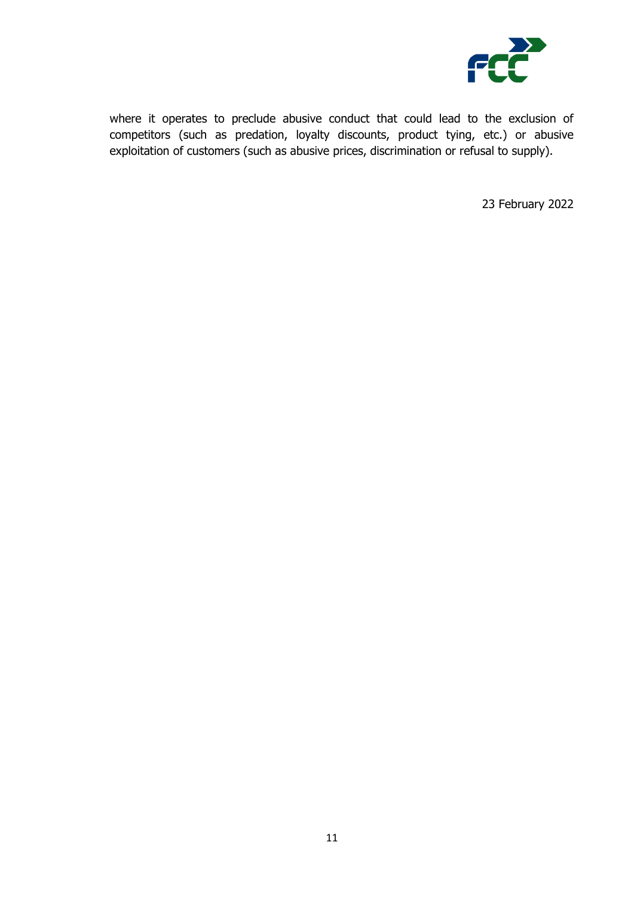where it operates to preclude abusive conduct that could lead to the exclusion of competitors (such as predation, loyalty discounts, product tying, etc.) or abusive exploitation of customers (such as abusive prices, discrimination or refusal to supply).

23 February 2022